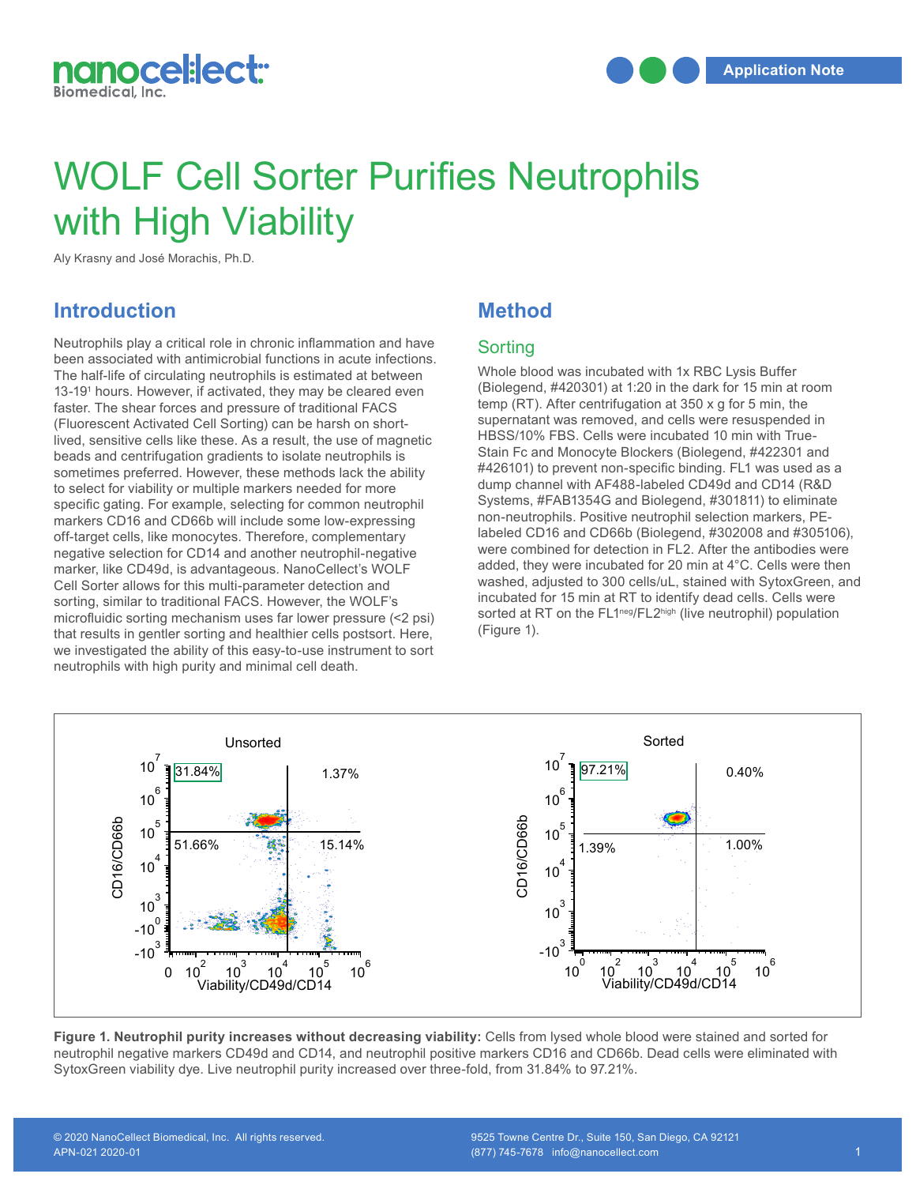# WOLF Cell Sorter Purifies Neutrophils with High Viability

Aly Krasny and José Morachis, Ph.D.

## Introduction

Neutrophils play a critical role in chronic inflammation and have been associated with antimicrobial functions in acute infections. The half-life of circulating neutrophils is estimated at between 13-19[1] hours. However, if activated, they may be cleared even faster. The shear forces and pressure of traditional FACS (Fluorescent Activated Cell Sorting) can be harsh on short-lived, sensitive cells like these. As a result, the use of magnetic beads and centrifugation gradients to isolate neutrophils is sometimes preferred. However, these methods lack the ability to select for viability or multiple markers needed for more specific gating. For example, selecting for common neutrophil markers CD16 and CD66b will include some low-expressing off-target cells, like monocytes. Therefore, complementary negative selection for CD14 and another neutrophil-negative marker, like CD49d, is advantageous. NanoCellect's WOLF Cell Sorter allows for this multi-parameter detection and sorting, similar to traditional FACS. However, the WOLF's microfluidic sorting mechanism uses far lower pressure (<2 psi) that results in gentler sorting and healthier cells postsort. Here, we investigated the ability of this easy-to-use instrument to sort neutrophils with high purity and minimal cell death.

## Method

### Sorting

Whole blood was incubated with 1x RBC Lysis Buffer (Biolegend, #420301) at 1:20 in the dark for 15 min at room temp (RT). After centrifugation at 350 x g for 5 min, the supernatant was removed, and cells were resuspended in HBSS/10% FBS. Cells were incubated 10 min with True-Stain Fc and Monocyte Blockers (Biolegend, #422301 and #426101) to prevent non-specific binding. FL1 was used as a dump channel with AF488-labeled CD49d and CD14 (R&D Systems, #FAB1354G and Biolegend, #301811) to eliminate non-neutrophils. Positive neutrophil selection markers, PE-labeled CD16 and CD66b (Biolegend, #302008 and #305106), were combined for detection in FL2. After the antibodies were added, they were incubated for 20 min at 4°C. Cells were then washed, adjusted to 300 cells/uL, stained with SytoxGreen, and incubated for 15 min at RT to identify dead cells. Cells were sorted at RT on the FL1$^{neg}$/FL2$^{high}$ (live neutrophil) population (Figure 1).

**Figure 1. Neutrophil purity increases without decreasing viability:** Cells from lysed whole blood were stained and sorted for neutrophil negative markers CD49d and CD14, and neutrophil positive markers CD16 and CD66b. Dead cells were eliminated with SytoxGreen viability dye. Live neutrophil purity increased over three-fold, from 31.84% to 97.21%.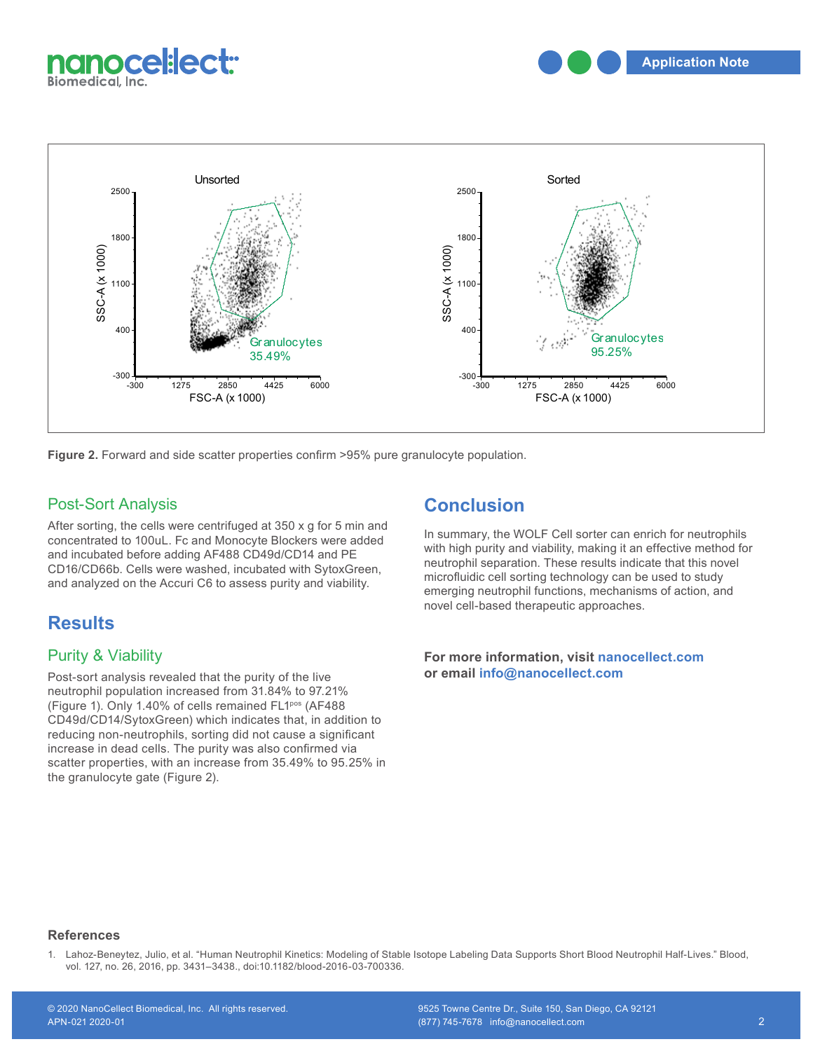Unsorted

2500

1800

1100

400

-300

SSC-A (x 1000)

-300 1275 2850 4425 6000

FSC-A (x 1000)

Granulocytes
35.49%

Sorted

2500

1800

1100

400

-300

SSC-A (x 1000)

-300 1275 2850 4425 6000

FSC-A (x 1000)

Granulocytes
95.25%

**Figure 2.** Forward and side scatter properties confirm >95% pure granulocyte population.

## Post-Sort Analysis

After sorting, the cells were centrifuged at 350 x g for 5 min and concentrated to 100uL. Fc and Monocyte Blockers were added and incubated before adding AF488 CD49d/CD14 and PE CD16/CD66b. Cells were washed, incubated with SytoxGreen, and analyzed on the Accuri C6 to assess purity and viability.

# Results

## Purity & Viability

Post-sort analysis revealed that the purity of the live neutrophil population increased from 31.84% to 97.21% (Figure 1). Only 1.40% of cells remained FL1$^{pos}$ (AF488 CD49d/CD14/SytoxGreen) which indicates that, in addition to reducing non-neutrophils, sorting did not cause a significant increase in dead cells. The purity was also confirmed via scatter properties, with an increase from 35.49% to 95.25% in the granulocyte gate (Figure 2).

# Conclusion

In summary, the WOLF Cell sorter can enrich for neutrophils with high purity and viability, making it an effective method for neutrophil separation. These results indicate that this novel microfluidic cell sorting technology can be used to study emerging neutrophil functions, mechanisms of action, and novel cell-based therapeutic approaches.

**For more information, visit nanocellect.com or email info@nanocellect.com**

### References

1. Lahoz-Beneytez, Julio, et al. "Human Neutrophil Kinetics: Modeling of Stable Isotope Labeling Data Supports Short Blood Neutrophil Half-Lives." Blood, vol. 127, no. 26, 2016, pp. 3431–3438., doi:10.1182/blood-2016-03-700336.